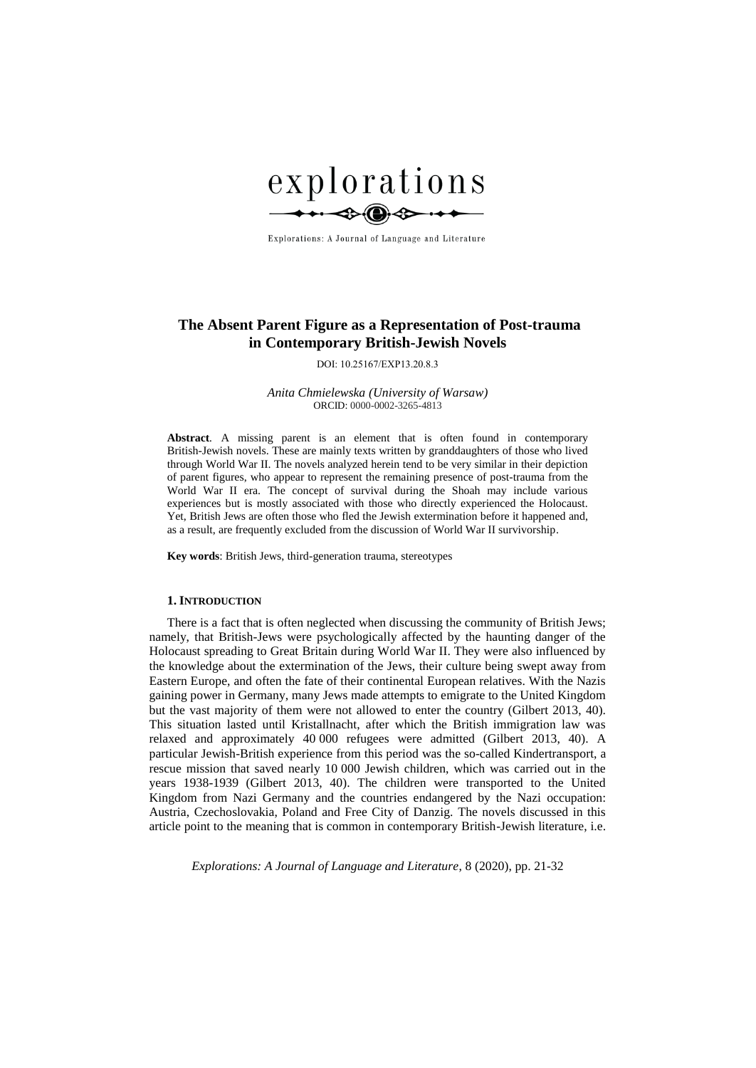explorations

Explorations: A Journal of Language and Literature

# The Absent Parent Figure as a Representation of Post-trauma in Contemporary British-Jewish Novels

DOI: 10.25167/EXP13.20.8.3

*Anita Chmielewska (University of Warsaw)*
ORCID: 0000-0002-3265-4813

**Abstract**. A missing parent is an element that is often found in contemporary British-Jewish novels. These are mainly texts written by granddaughters of those who lived through World War II. The novels analyzed herein tend to be very similar in their depiction of parent figures, who appear to represent the remaining presence of post-trauma from the World War II era. The concept of survival during the Shoah may include various experiences but is mostly associated with those who directly experienced the Holocaust. Yet, British Jews are often those who fled the Jewish extermination before it happened and, as a result, are frequently excluded from the discussion of World War II survivorship.

**Key words**: British Jews, third-generation trauma, stereotypes

## 1. Introduction

There is a fact that is often neglected when discussing the community of British Jews; namely, that British-Jews were psychologically affected by the haunting danger of the Holocaust spreading to Great Britain during World War II. They were also influenced by the knowledge about the extermination of the Jews, their culture being swept away from Eastern Europe, and often the fate of their continental European relatives. With the Nazis gaining power in Germany, many Jews made attempts to emigrate to the United Kingdom but the vast majority of them were not allowed to enter the country (Gilbert 2013, 40). This situation lasted until Kristallnacht, after which the British immigration law was relaxed and approximately 40 000 refugees were admitted (Gilbert 2013, 40). A particular Jewish-British experience from this period was the so-called Kindertransport, a rescue mission that saved nearly 10 000 Jewish children, which was carried out in the years 1938-1939 (Gilbert 2013, 40). The children were transported to the United Kingdom from Nazi Germany and the countries endangered by the Nazi occupation: Austria, Czechoslovakia, Poland and Free City of Danzig. The novels discussed in this article point to the meaning that is common in contemporary British-Jewish literature, i.e.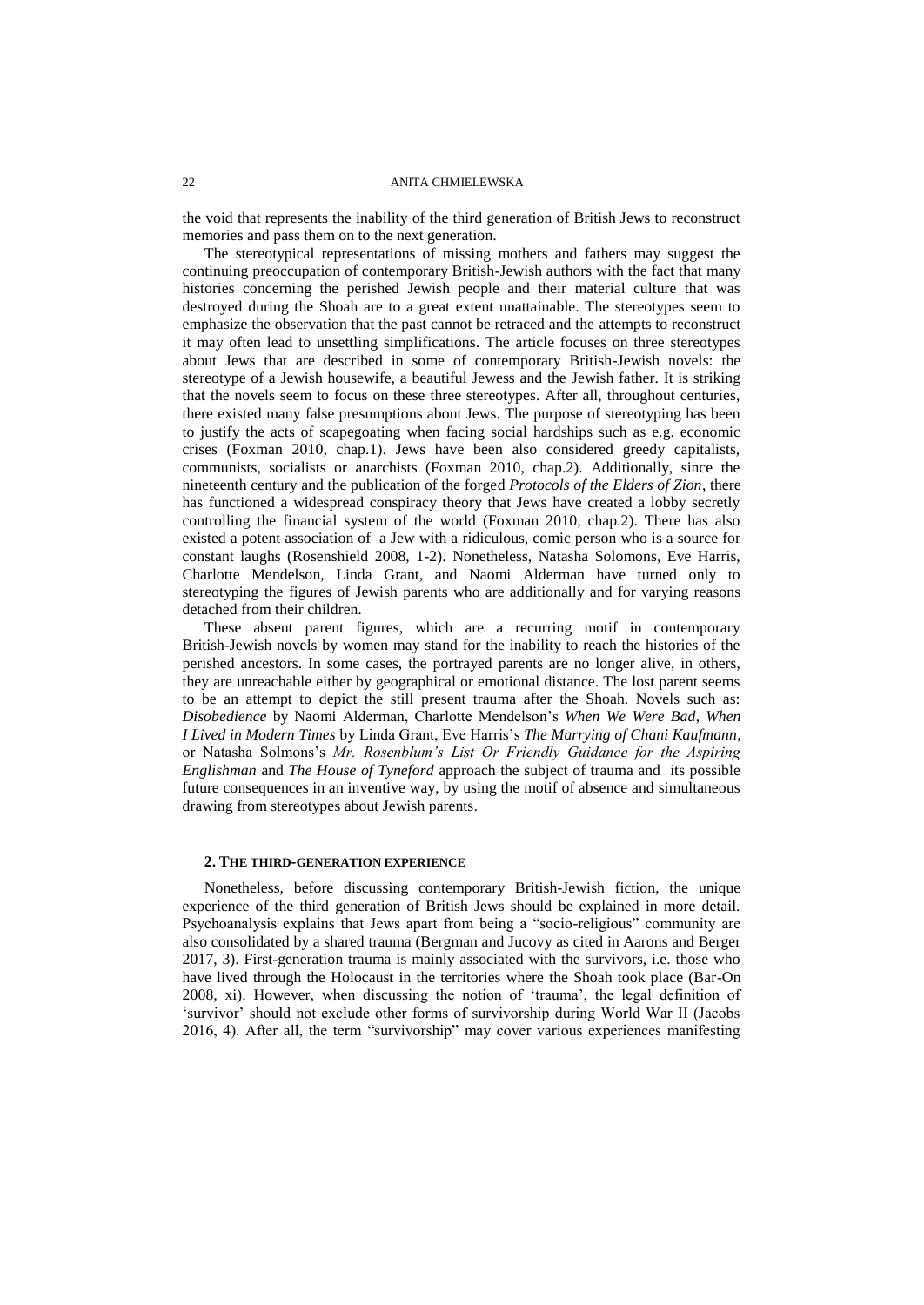the void that represents the inability of the third generation of British Jews to reconstruct memories and pass them on to the next generation.

The stereotypical representations of missing mothers and fathers may suggest the continuing preoccupation of contemporary British-Jewish authors with the fact that many histories concerning the perished Jewish people and their material culture that was destroyed during the Shoah are to a great extent unattainable. The stereotypes seem to emphasize the observation that the past cannot be retraced and the attempts to reconstruct it may often lead to unsettling simplifications. The article focuses on three stereotypes about Jews that are described in some of contemporary British-Jewish novels: the stereotype of a Jewish housewife, a beautiful Jewess and the Jewish father. It is striking that the novels seem to focus on these three stereotypes. After all, throughout centuries, there existed many false presumptions about Jews. The purpose of stereotyping has been to justify the acts of scapegoating when facing social hardships such as e.g. economic crises (Foxman 2010, chap.1). Jews have been also considered greedy capitalists, communists, socialists or anarchists (Foxman 2010, chap.2). Additionally, since the nineteenth century and the publication of the forged *Protocols of the Elders of Zion*, there has functioned a widespread conspiracy theory that Jews have created a lobby secretly controlling the financial system of the world (Foxman 2010, chap.2). There has also existed a potent association of a Jew with a ridiculous, comic person who is a source for constant laughs (Rosenshield 2008, 1-2). Nonetheless, Natasha Solomons, Eve Harris, Charlotte Mendelson, Linda Grant, and Naomi Alderman have turned only to stereotyping the figures of Jewish parents who are additionally and for varying reasons detached from their children.

These absent parent figures, which are a recurring motif in contemporary British-Jewish novels by women may stand for the inability to reach the histories of the perished ancestors. In some cases, the portrayed parents are no longer alive, in others, they are unreachable either by geographical or emotional distance. The lost parent seems to be an attempt to depict the still present trauma after the Shoah. Novels such as: *Disobedience* by Naomi Alderman, Charlotte Mendelson's *When We Were Bad*, *When I Lived in Modern Times* by Linda Grant, Eve Harris's *The Marrying of Chani Kaufmann*, or Natasha Solmons's *Mr. Rosenblum's List Or Friendly Guidance for the Aspiring Englishman* and *The House of Tyneford* approach the subject of trauma and its possible future consequences in an inventive way, by using the motif of absence and simultaneous drawing from stereotypes about Jewish parents.

## 2. The third-generation experience

Nonetheless, before discussing contemporary British-Jewish fiction, the unique experience of the third generation of British Jews should be explained in more detail. Psychoanalysis explains that Jews apart from being a "socio-religious" community are also consolidated by a shared trauma (Bergman and Jucovy as cited in Aarons and Berger 2017, 3). First-generation trauma is mainly associated with the survivors, i.e. those who have lived through the Holocaust in the territories where the Shoah took place (Bar-On 2008, xi). However, when discussing the notion of 'trauma', the legal definition of 'survivor' should not exclude other forms of survivorship during World War II (Jacobs 2016, 4). After all, the term "survivorship" may cover various experiences manifesting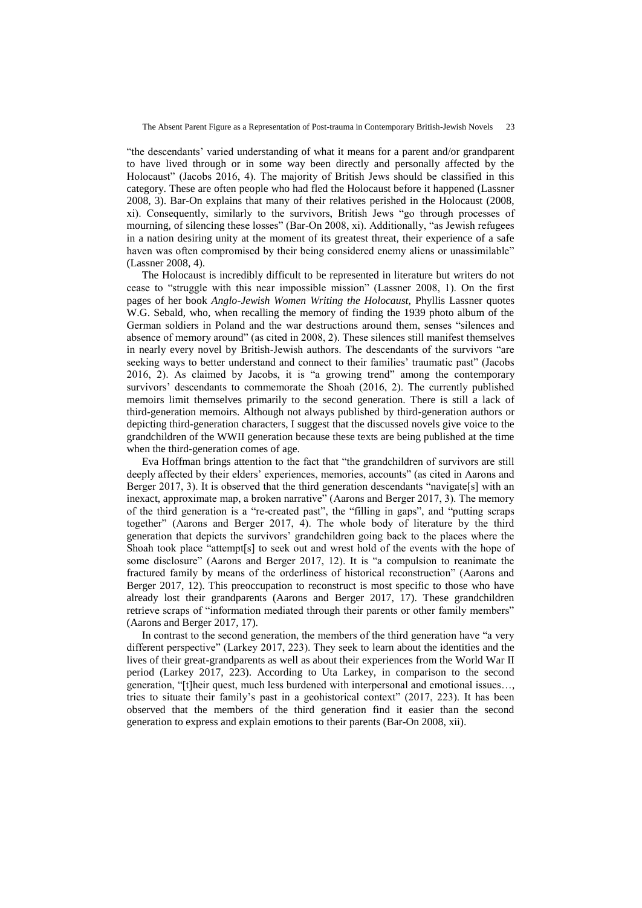"the descendants' varied understanding of what it means for a parent and/or grandparent to have lived through or in some way been directly and personally affected by the Holocaust" (Jacobs 2016, 4). The majority of British Jews should be classified in this category. These are often people who had fled the Holocaust before it happened (Lassner 2008, 3). Bar-On explains that many of their relatives perished in the Holocaust (2008, xi). Consequently, similarly to the survivors, British Jews "go through processes of mourning, of silencing these losses" (Bar-On 2008, xi). Additionally, "as Jewish refugees in a nation desiring unity at the moment of its greatest threat, their experience of a safe haven was often compromised by their being considered enemy aliens or unassimilable" (Lassner 2008, 4).

The Holocaust is incredibly difficult to be represented in literature but writers do not cease to "struggle with this near impossible mission" (Lassner 2008, 1). On the first pages of her book *Anglo-Jewish Women Writing the Holocaust,* Phyllis Lassner quotes W.G. Sebald, who, when recalling the memory of finding the 1939 photo album of the German soldiers in Poland and the war destructions around them, senses "silences and absence of memory around" (as cited in 2008, 2). These silences still manifest themselves in nearly every novel by British-Jewish authors. The descendants of the survivors "are seeking ways to better understand and connect to their families' traumatic past" (Jacobs 2016, 2). As claimed by Jacobs, it is "a growing trend" among the contemporary survivors' descendants to commemorate the Shoah (2016, 2). The currently published memoirs limit themselves primarily to the second generation. There is still a lack of third-generation memoirs. Although not always published by third-generation authors or depicting third-generation characters, I suggest that the discussed novels give voice to the grandchildren of the WWII generation because these texts are being published at the time when the third-generation comes of age.

Eva Hoffman brings attention to the fact that "the grandchildren of survivors are still deeply affected by their elders' experiences, memories, accounts" (as cited in Aarons and Berger 2017, 3). It is observed that the third generation descendants "navigate[s] with an inexact, approximate map, a broken narrative" (Aarons and Berger 2017, 3). The memory of the third generation is a "re-created past", the "filling in gaps", and "putting scraps together" (Aarons and Berger 2017, 4). The whole body of literature by the third generation that depicts the survivors' grandchildren going back to the places where the Shoah took place "attempt[s] to seek out and wrest hold of the events with the hope of some disclosure" (Aarons and Berger 2017, 12). It is "a compulsion to reanimate the fractured family by means of the orderliness of historical reconstruction" (Aarons and Berger 2017, 12). This preoccupation to reconstruct is most specific to those who have already lost their grandparents (Aarons and Berger 2017, 17). These grandchildren retrieve scraps of "information mediated through their parents or other family members" (Aarons and Berger 2017, 17).

In contrast to the second generation, the members of the third generation have "a very different perspective" (Larkey 2017, 223). They seek to learn about the identities and the lives of their great-grandparents as well as about their experiences from the World War II period (Larkey 2017, 223). According to Uta Larkey, in comparison to the second generation, "[t]heir quest, much less burdened with interpersonal and emotional issues…, tries to situate their family's past in a geohistorical context" (2017, 223). It has been observed that the members of the third generation find it easier than the second generation to express and explain emotions to their parents (Bar-On 2008, xii).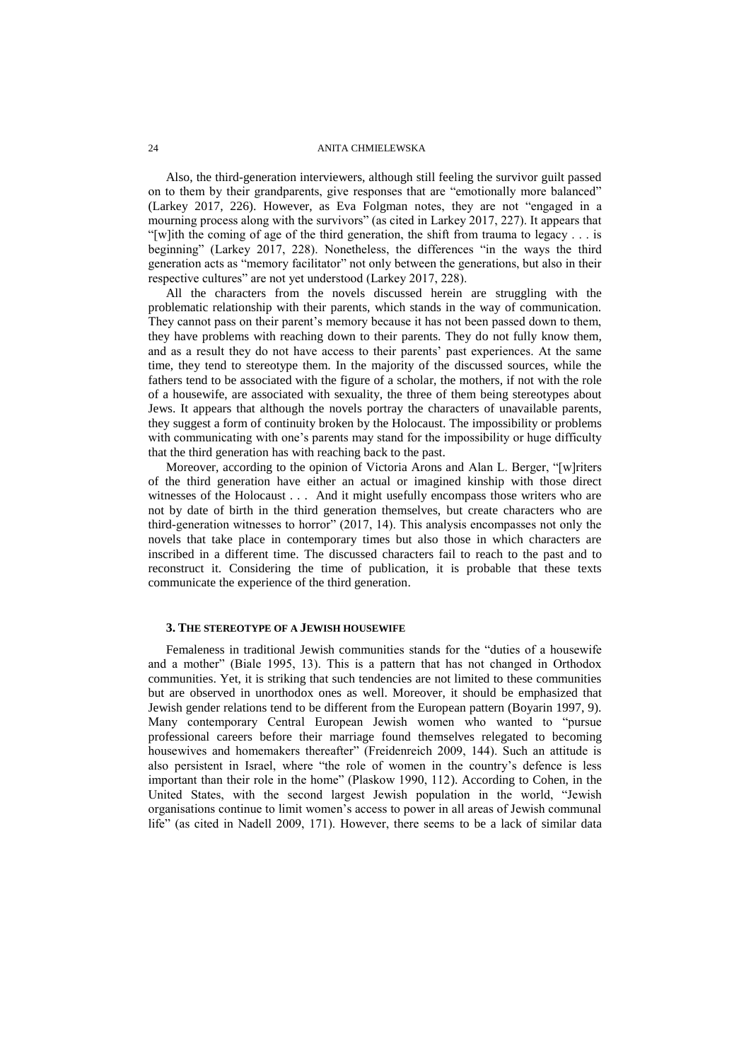Also, the third-generation interviewers, although still feeling the survivor guilt passed on to them by their grandparents, give responses that are "emotionally more balanced" (Larkey 2017, 226). However, as Eva Folgman notes, they are not "engaged in a mourning process along with the survivors" (as cited in Larkey 2017, 227). It appears that "[w]ith the coming of age of the third generation, the shift from trauma to legacy . . . is beginning" (Larkey 2017, 228). Nonetheless, the differences "in the ways the third generation acts as "memory facilitator" not only between the generations, but also in their respective cultures" are not yet understood (Larkey 2017, 228).

All the characters from the novels discussed herein are struggling with the problematic relationship with their parents, which stands in the way of communication. They cannot pass on their parent's memory because it has not been passed down to them, they have problems with reaching down to their parents. They do not fully know them, and as a result they do not have access to their parents' past experiences. At the same time, they tend to stereotype them. In the majority of the discussed sources, while the fathers tend to be associated with the figure of a scholar, the mothers, if not with the role of a housewife, are associated with sexuality, the three of them being stereotypes about Jews. It appears that although the novels portray the characters of unavailable parents, they suggest a form of continuity broken by the Holocaust. The impossibility or problems with communicating with one's parents may stand for the impossibility or huge difficulty that the third generation has with reaching back to the past.

Moreover, according to the opinion of Victoria Arons and Alan L. Berger, "[w]riters of the third generation have either an actual or imagined kinship with those direct witnesses of the Holocaust . . . And it might usefully encompass those writers who are not by date of birth in the third generation themselves, but create characters who are third-generation witnesses to horror" (2017, 14). This analysis encompasses not only the novels that take place in contemporary times but also those in which characters are inscribed in a different time. The discussed characters fail to reach to the past and to reconstruct it. Considering the time of publication, it is probable that these texts communicate the experience of the third generation.

## 3. THE STEREOTYPE OF A JEWISH HOUSEWIFE

Femaleness in traditional Jewish communities stands for the "duties of a housewife and a mother" (Biale 1995, 13). This is a pattern that has not changed in Orthodox communities. Yet, it is striking that such tendencies are not limited to these communities but are observed in unorthodox ones as well. Moreover, it should be emphasized that Jewish gender relations tend to be different from the European pattern (Boyarin 1997, 9). Many contemporary Central European Jewish women who wanted to "pursue professional careers before their marriage found themselves relegated to becoming housewives and homemakers thereafter" (Freidenreich 2009, 144). Such an attitude is also persistent in Israel, where "the role of women in the country's defence is less important than their role in the home" (Plaskow 1990, 112). According to Cohen, in the United States, with the second largest Jewish population in the world, "Jewish organisations continue to limit women's access to power in all areas of Jewish communal life" (as cited in Nadell 2009, 171). However, there seems to be a lack of similar data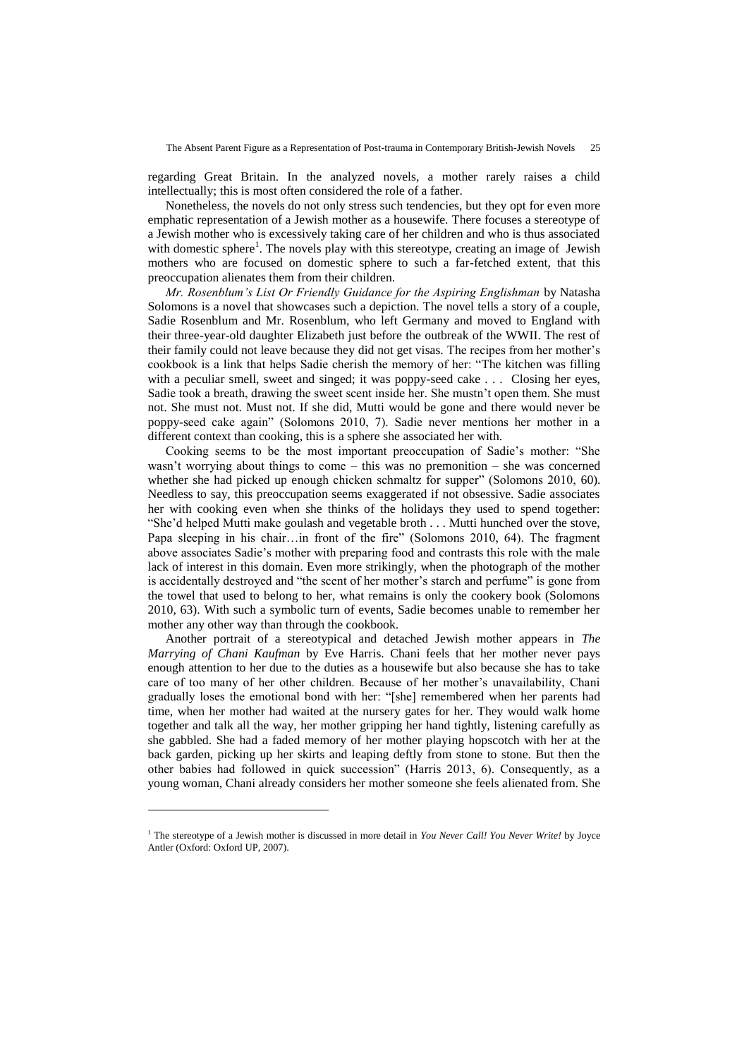regarding Great Britain. In the analyzed novels, a mother rarely raises a child intellectually; this is most often considered the role of a father.

Nonetheless, the novels do not only stress such tendencies, but they opt for even more emphatic representation of a Jewish mother as a housewife. There focuses a stereotype of a Jewish mother who is excessively taking care of her children and who is thus associated with domestic sphere[1]. The novels play with this stereotype, creating an image of Jewish mothers who are focused on domestic sphere to such a far-fetched extent, that this preoccupation alienates them from their children.

*Mr. Rosenblum's List Or Friendly Guidance for the Aspiring Englishman* by Natasha Solomons is a novel that showcases such a depiction. The novel tells a story of a couple, Sadie Rosenblum and Mr. Rosenblum, who left Germany and moved to England with their three-year-old daughter Elizabeth just before the outbreak of the WWII. The rest of their family could not leave because they did not get visas. The recipes from her mother's cookbook is a link that helps Sadie cherish the memory of her: "The kitchen was filling with a peculiar smell, sweet and singed; it was poppy-seed cake . . . Closing her eyes, Sadie took a breath, drawing the sweet scent inside her. She mustn't open them. She must not. She must not. Must not. If she did, Mutti would be gone and there would never be poppy-seed cake again" (Solomons 2010, 7). Sadie never mentions her mother in a different context than cooking, this is a sphere she associated her with.

Cooking seems to be the most important preoccupation of Sadie's mother: "She wasn't worrying about things to come – this was no premonition – she was concerned whether she had picked up enough chicken schmaltz for supper" (Solomons 2010, 60). Needless to say, this preoccupation seems exaggerated if not obsessive. Sadie associates her with cooking even when she thinks of the holidays they used to spend together: "She'd helped Mutti make goulash and vegetable broth . . . Mutti hunched over the stove, Papa sleeping in his chair…in front of the fire" (Solomons 2010, 64). The fragment above associates Sadie's mother with preparing food and contrasts this role with the male lack of interest in this domain. Even more strikingly, when the photograph of the mother is accidentally destroyed and "the scent of her mother's starch and perfume" is gone from the towel that used to belong to her, what remains is only the cookery book (Solomons 2010, 63). With such a symbolic turn of events, Sadie becomes unable to remember her mother any other way than through the cookbook.

Another portrait of a stereotypical and detached Jewish mother appears in *The Marrying of Chani Kaufman* by Eve Harris. Chani feels that her mother never pays enough attention to her due to the duties as a housewife but also because she has to take care of too many of her other children. Because of her mother's unavailability, Chani gradually loses the emotional bond with her: "[she] remembered when her parents had time, when her mother had waited at the nursery gates for her. They would walk home together and talk all the way, her mother gripping her hand tightly, listening carefully as she gabbled. She had a faded memory of her mother playing hopscotch with her at the back garden, picking up her skirts and leaping deftly from stone to stone. But then the other babies had followed in quick succession" (Harris 2013, 6). Consequently, as a young woman, Chani already considers her mother someone she feels alienated from. She

---

[1] The stereotype of a Jewish mother is discussed in more detail in *You Never Call! You Never Write!* by Joyce Antler (Oxford: Oxford UP, 2007).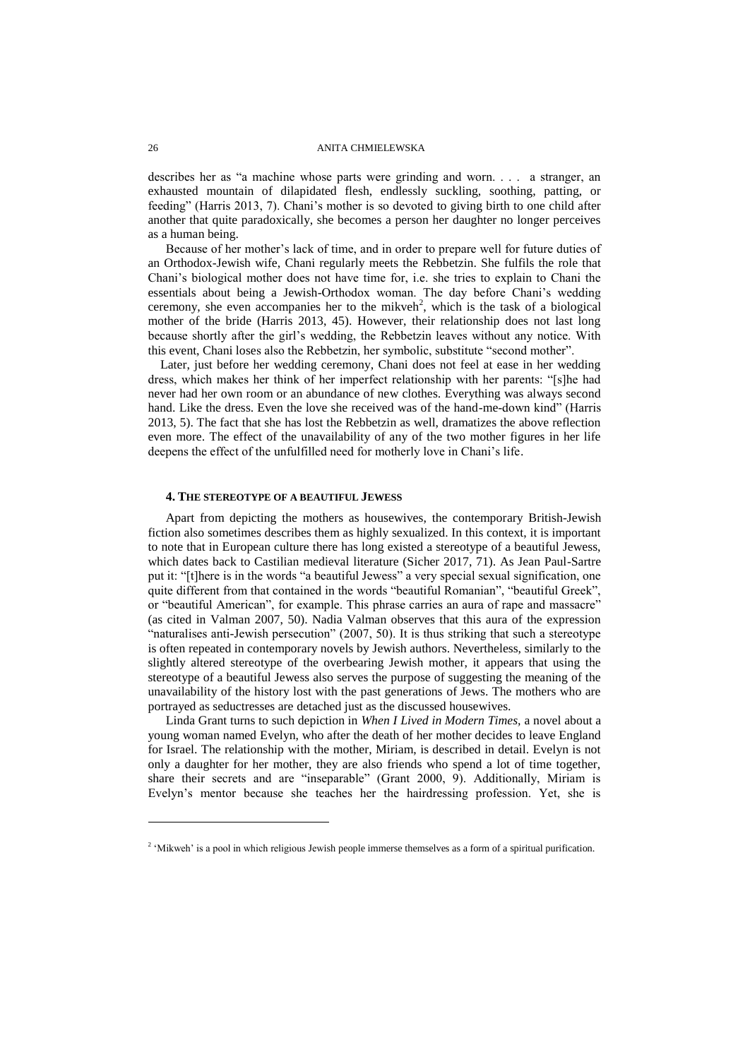describes her as "a machine whose parts were grinding and worn. . . . a stranger, an exhausted mountain of dilapidated flesh, endlessly suckling, soothing, patting, or feeding" (Harris 2013, 7). Chani's mother is so devoted to giving birth to one child after another that quite paradoxically, she becomes a person her daughter no longer perceives as a human being.

Because of her mother's lack of time, and in order to prepare well for future duties of an Orthodox-Jewish wife, Chani regularly meets the Rebbetzin. She fulfils the role that Chani's biological mother does not have time for, i.e. she tries to explain to Chani the essentials about being a Jewish-Orthodox woman. The day before Chani's wedding ceremony, she even accompanies her to the mikveh[2], which is the task of a biological mother of the bride (Harris 2013, 45). However, their relationship does not last long because shortly after the girl's wedding, the Rebbetzin leaves without any notice. With this event, Chani loses also the Rebbetzin, her symbolic, substitute "second mother".

Later, just before her wedding ceremony, Chani does not feel at ease in her wedding dress, which makes her think of her imperfect relationship with her parents: "[s]he had never had her own room or an abundance of new clothes. Everything was always second hand. Like the dress. Even the love she received was of the hand-me-down kind" (Harris 2013, 5). The fact that she has lost the Rebbetzin as well, dramatizes the above reflection even more. The effect of the unavailability of any of the two mother figures in her life deepens the effect of the unfulfilled need for motherly love in Chani's life.

## 4. The stereotype of a beautiful Jewess

Apart from depicting the mothers as housewives, the contemporary British-Jewish fiction also sometimes describes them as highly sexualized. In this context, it is important to note that in European culture there has long existed a stereotype of a beautiful Jewess, which dates back to Castilian medieval literature (Sicher 2017, 71). As Jean Paul-Sartre put it: "[t]here is in the words "a beautiful Jewess" a very special sexual signification, one quite different from that contained in the words "beautiful Romanian", "beautiful Greek", or "beautiful American", for example. This phrase carries an aura of rape and massacre" (as cited in Valman 2007, 50). Nadia Valman observes that this aura of the expression "naturalises anti-Jewish persecution" (2007, 50). It is thus striking that such a stereotype is often repeated in contemporary novels by Jewish authors. Nevertheless, similarly to the slightly altered stereotype of the overbearing Jewish mother, it appears that using the stereotype of a beautiful Jewess also serves the purpose of suggesting the meaning of the unavailability of the history lost with the past generations of Jews. The mothers who are portrayed as seductresses are detached just as the discussed housewives.

Linda Grant turns to such depiction in *When I Lived in Modern Times*, a novel about a young woman named Evelyn, who after the death of her mother decides to leave England for Israel. The relationship with the mother, Miriam, is described in detail. Evelyn is not only a daughter for her mother, they are also friends who spend a lot of time together, share their secrets and are "inseparable" (Grant 2000, 9). Additionally, Miriam is Evelyn's mentor because she teaches her the hairdressing profession. Yet, she is

[2] 'Mikweh' is a pool in which religious Jewish people immerse themselves as a form of a spiritual purification.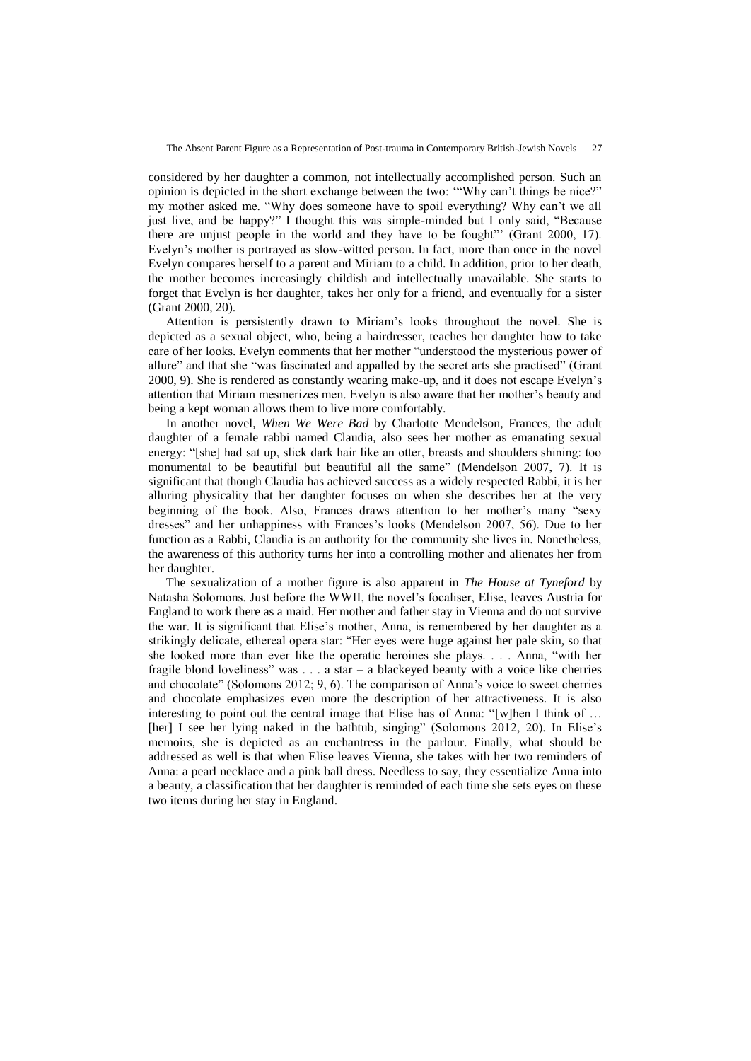considered by her daughter a common, not intellectually accomplished person. Such an opinion is depicted in the short exchange between the two: '"Why can't things be nice?" my mother asked me. "Why does someone have to spoil everything? Why can't we all just live, and be happy?" I thought this was simple-minded but I only said, "Because there are unjust people in the world and they have to be fought"' (Grant 2000, 17). Evelyn's mother is portrayed as slow-witted person. In fact, more than once in the novel Evelyn compares herself to a parent and Miriam to a child. In addition, prior to her death, the mother becomes increasingly childish and intellectually unavailable. She starts to forget that Evelyn is her daughter, takes her only for a friend, and eventually for a sister (Grant 2000, 20).

Attention is persistently drawn to Miriam's looks throughout the novel. She is depicted as a sexual object, who, being a hairdresser, teaches her daughter how to take care of her looks. Evelyn comments that her mother "understood the mysterious power of allure" and that she "was fascinated and appalled by the secret arts she practised" (Grant 2000, 9). She is rendered as constantly wearing make-up, and it does not escape Evelyn's attention that Miriam mesmerizes men. Evelyn is also aware that her mother's beauty and being a kept woman allows them to live more comfortably.

In another novel, *When We Were Bad* by Charlotte Mendelson, Frances, the adult daughter of a female rabbi named Claudia, also sees her mother as emanating sexual energy: "[she] had sat up, slick dark hair like an otter, breasts and shoulders shining: too monumental to be beautiful but beautiful all the same" (Mendelson 2007, 7). It is significant that though Claudia has achieved success as a widely respected Rabbi, it is her alluring physicality that her daughter focuses on when she describes her at the very beginning of the book. Also, Frances draws attention to her mother's many "sexy dresses" and her unhappiness with Frances's looks (Mendelson 2007, 56). Due to her function as a Rabbi, Claudia is an authority for the community she lives in. Nonetheless, the awareness of this authority turns her into a controlling mother and alienates her from her daughter.

The sexualization of a mother figure is also apparent in *The House at Tyneford* by Natasha Solomons. Just before the WWII, the novel's focaliser, Elise, leaves Austria for England to work there as a maid. Her mother and father stay in Vienna and do not survive the war. It is significant that Elise's mother, Anna, is remembered by her daughter as a strikingly delicate, ethereal opera star: "Her eyes were huge against her pale skin, so that she looked more than ever like the operatic heroines she plays. . . . Anna, "with her fragile blond loveliness" was . . . a star – a blackeyed beauty with a voice like cherries and chocolate" (Solomons 2012; 9, 6). The comparison of Anna's voice to sweet cherries and chocolate emphasizes even more the description of her attractiveness. It is also interesting to point out the central image that Elise has of Anna: "[w]hen I think of … [her] I see her lying naked in the bathtub, singing" (Solomons 2012, 20). In Elise's memoirs, she is depicted as an enchantress in the parlour. Finally, what should be addressed as well is that when Elise leaves Vienna, she takes with her two reminders of Anna: a pearl necklace and a pink ball dress. Needless to say, they essentialize Anna into a beauty, a classification that her daughter is reminded of each time she sets eyes on these two items during her stay in England.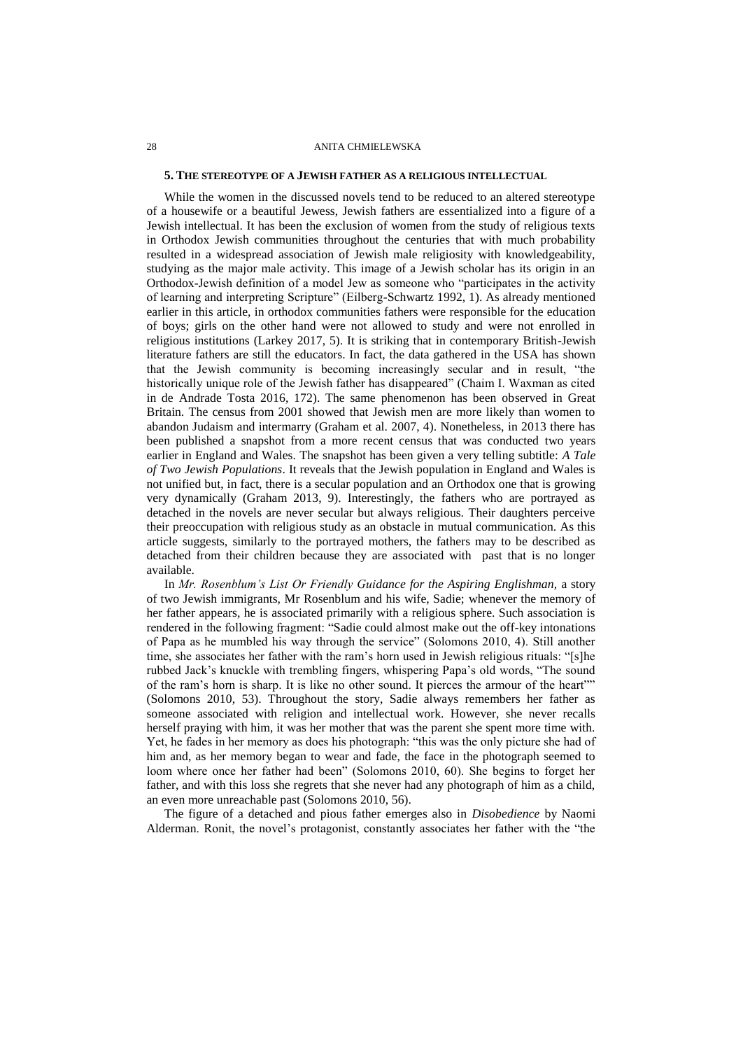## 5. The stereotype of a Jewish father as a religious intellectual

While the women in the discussed novels tend to be reduced to an altered stereotype of a housewife or a beautiful Jewess, Jewish fathers are essentialized into a figure of a Jewish intellectual. It has been the exclusion of women from the study of religious texts in Orthodox Jewish communities throughout the centuries that with much probability resulted in a widespread association of Jewish male religiosity with knowledgeability, studying as the major male activity. This image of a Jewish scholar has its origin in an Orthodox-Jewish definition of a model Jew as someone who "participates in the activity of learning and interpreting Scripture" (Eilberg-Schwartz 1992, 1). As already mentioned earlier in this article, in orthodox communities fathers were responsible for the education of boys; girls on the other hand were not allowed to study and were not enrolled in religious institutions (Larkey 2017, 5). It is striking that in contemporary British-Jewish literature fathers are still the educators. In fact, the data gathered in the USA has shown that the Jewish community is becoming increasingly secular and in result, "the historically unique role of the Jewish father has disappeared" (Chaim I. Waxman as cited in de Andrade Tosta 2016, 172). The same phenomenon has been observed in Great Britain. The census from 2001 showed that Jewish men are more likely than women to abandon Judaism and intermarry (Graham et al. 2007, 4). Nonetheless, in 2013 there has been published a snapshot from a more recent census that was conducted two years earlier in England and Wales. The snapshot has been given a very telling subtitle: *A Tale of Two Jewish Populations*. It reveals that the Jewish population in England and Wales is not unified but, in fact, there is a secular population and an Orthodox one that is growing very dynamically (Graham 2013, 9). Interestingly, the fathers who are portrayed as detached in the novels are never secular but always religious. Their daughters perceive their preoccupation with religious study as an obstacle in mutual communication. As this article suggests, similarly to the portrayed mothers, the fathers may to be described as detached from their children because they are associated with past that is no longer available.

In *Mr. Rosenblum's List Or Friendly Guidance for the Aspiring Englishman*, a story of two Jewish immigrants, Mr Rosenblum and his wife, Sadie; whenever the memory of her father appears, he is associated primarily with a religious sphere. Such association is rendered in the following fragment: "Sadie could almost make out the off-key intonations of Papa as he mumbled his way through the service" (Solomons 2010, 4). Still another time, she associates her father with the ram's horn used in Jewish religious rituals: "[s]he rubbed Jack's knuckle with trembling fingers, whispering Papa's old words, "The sound of the ram's horn is sharp. It is like no other sound. It pierces the armour of the heart"" (Solomons 2010, 53). Throughout the story, Sadie always remembers her father as someone associated with religion and intellectual work. However, she never recalls herself praying with him, it was her mother that was the parent she spent more time with. Yet, he fades in her memory as does his photograph: "this was the only picture she had of him and, as her memory began to wear and fade, the face in the photograph seemed to loom where once her father had been" (Solomons 2010, 60). She begins to forget her father, and with this loss she regrets that she never had any photograph of him as a child, an even more unreachable past (Solomons 2010, 56).

The figure of a detached and pious father emerges also in *Disobedience* by Naomi Alderman. Ronit, the novel's protagonist, constantly associates her father with the "the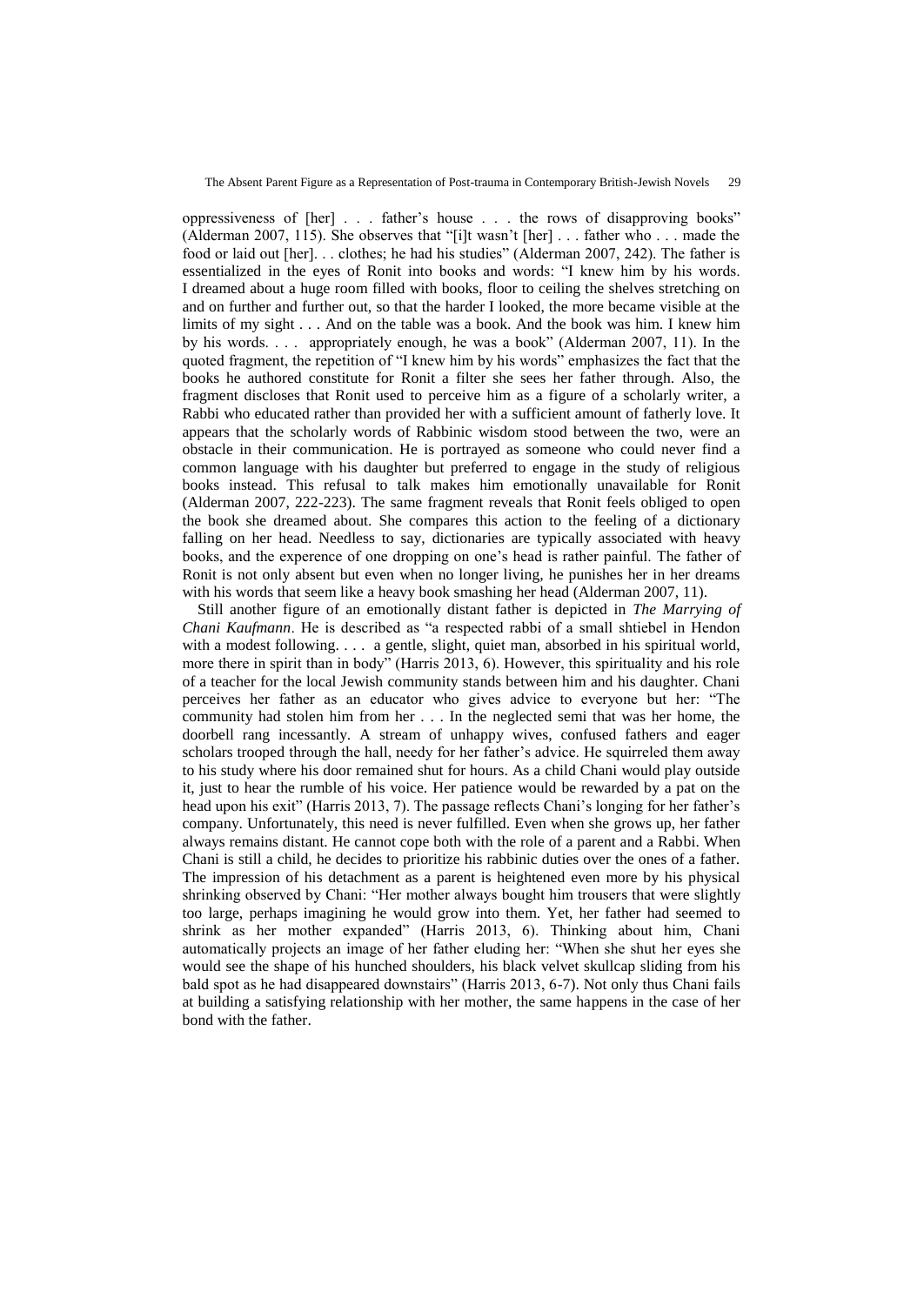oppressiveness of [her] . . . father's house . . . the rows of disapproving books" (Alderman 2007, 115). She observes that "[i]t wasn't [her] . . . father who . . . made the food or laid out [her]. . . clothes; he had his studies" (Alderman 2007, 242). The father is essentialized in the eyes of Ronit into books and words: "I knew him by his words. I dreamed about a huge room filled with books, floor to ceiling the shelves stretching on and on further and further out, so that the harder I looked, the more became visible at the limits of my sight . . . And on the table was a book. And the book was him. I knew him by his words. . . . appropriately enough, he was a book" (Alderman 2007, 11). In the quoted fragment, the repetition of "I knew him by his words" emphasizes the fact that the books he authored constitute for Ronit a filter she sees her father through. Also, the fragment discloses that Ronit used to perceive him as a figure of a scholarly writer, a Rabbi who educated rather than provided her with a sufficient amount of fatherly love. It appears that the scholarly words of Rabbinic wisdom stood between the two, were an obstacle in their communication. He is portrayed as someone who could never find a common language with his daughter but preferred to engage in the study of religious books instead. This refusal to talk makes him emotionally unavailable for Ronit (Alderman 2007, 222-223). The same fragment reveals that Ronit feels obliged to open the book she dreamed about. She compares this action to the feeling of a dictionary falling on her head. Needless to say, dictionaries are typically associated with heavy books, and the experence of one dropping on one's head is rather painful. The father of Ronit is not only absent but even when no longer living, he punishes her in her dreams with his words that seem like a heavy book smashing her head (Alderman 2007, 11).

Still another figure of an emotionally distant father is depicted in *The Marrying of Chani Kaufmann*. He is described as "a respected rabbi of a small shtiebel in Hendon with a modest following. . . . a gentle, slight, quiet man, absorbed in his spiritual world, more there in spirit than in body" (Harris 2013, 6). However, this spirituality and his role of a teacher for the local Jewish community stands between him and his daughter. Chani perceives her father as an educator who gives advice to everyone but her: "The community had stolen him from her . . . In the neglected semi that was her home, the doorbell rang incessantly. A stream of unhappy wives, confused fathers and eager scholars trooped through the hall, needy for her father's advice. He squirreled them away to his study where his door remained shut for hours. As a child Chani would play outside it, just to hear the rumble of his voice. Her patience would be rewarded by a pat on the head upon his exit" (Harris 2013, 7). The passage reflects Chani's longing for her father's company. Unfortunately, this need is never fulfilled. Even when she grows up, her father always remains distant. He cannot cope both with the role of a parent and a Rabbi. When Chani is still a child, he decides to prioritize his rabbinic duties over the ones of a father. The impression of his detachment as a parent is heightened even more by his physical shrinking observed by Chani: "Her mother always bought him trousers that were slightly too large, perhaps imagining he would grow into them. Yet, her father had seemed to shrink as her mother expanded" (Harris 2013, 6). Thinking about him, Chani automatically projects an image of her father eluding her: "When she shut her eyes she would see the shape of his hunched shoulders, his black velvet skullcap sliding from his bald spot as he had disappeared downstairs" (Harris 2013, 6-7). Not only thus Chani fails at building a satisfying relationship with her mother, the same happens in the case of her bond with the father.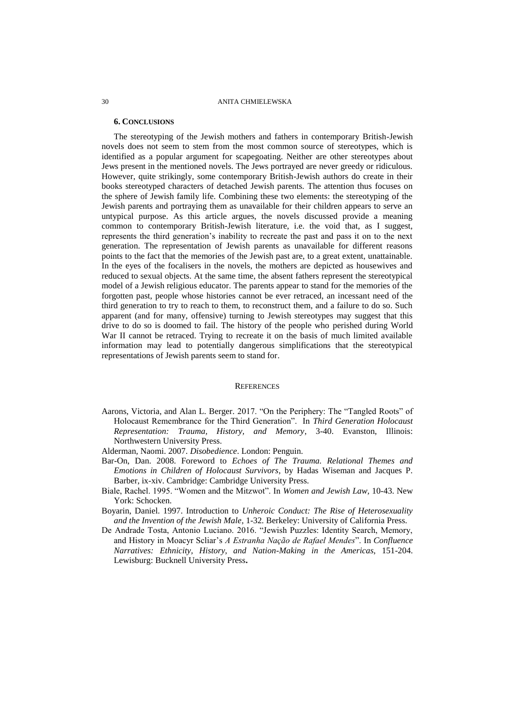## 6. Conclusions

The stereotyping of the Jewish mothers and fathers in contemporary British-Jewish novels does not seem to stem from the most common source of stereotypes, which is identified as a popular argument for scapegoating. Neither are other stereotypes about Jews present in the mentioned novels. The Jews portrayed are never greedy or ridiculous. However, quite strikingly, some contemporary British-Jewish authors do create in their books stereotyped characters of detached Jewish parents. The attention thus focuses on the sphere of Jewish family life. Combining these two elements: the stereotyping of the Jewish parents and portraying them as unavailable for their children appears to serve an untypical purpose. As this article argues, the novels discussed provide a meaning common to contemporary British-Jewish literature, i.e. the void that, as I suggest, represents the third generation's inability to recreate the past and pass it on to the next generation. The representation of Jewish parents as unavailable for different reasons points to the fact that the memories of the Jewish past are, to a great extent, unattainable. In the eyes of the focalisers in the novels, the mothers are depicted as housewives and reduced to sexual objects. At the same time, the absent fathers represent the stereotypical model of a Jewish religious educator. The parents appear to stand for the memories of the forgotten past, people whose histories cannot be ever retraced, an incessant need of the third generation to try to reach to them, to reconstruct them, and a failure to do so. Such apparent (and for many, offensive) turning to Jewish stereotypes may suggest that this drive to do so is doomed to fail. The history of the people who perished during World War II cannot be retraced. Trying to recreate it on the basis of much limited available information may lead to potentially dangerous simplifications that the stereotypical representations of Jewish parents seem to stand for.

## References

Aarons, Victoria, and Alan L. Berger. 2017. "On the Periphery: The "Tangled Roots" of Holocaust Remembrance for the Third Generation". In *Third Generation Holocaust Representation: Trauma, History, and Memory*, 3-40. Evanston, Illinois: Northwestern University Press.

Alderman, Naomi. 2007. *Disobedience*. London: Penguin.

Bar-On, Dan. 2008. Foreword to *Echoes of The Trauma. Relational Themes and Emotions in Children of Holocaust Survivors*, by Hadas Wiseman and Jacques P. Barber, ix-xiv. Cambridge: Cambridge University Press.

Biale, Rachel. 1995. "Women and the Mitzwot". In *Women and Jewish Law,* 10-43. New York: Schocken.

Boyarin, Daniel. 1997. Introduction to *Unheroic Conduct: The Rise of Heterosexuality and the Invention of the Jewish Male*, 1-32. Berkeley: University of California Press.

De Andrade Tosta, Antonio Luciano. 2016. "Jewish Puzzles: Identity Search, Memory, and History in Moacyr Scliar's *A Estranha Nação de Rafael Mendes*". In *Confluence Narratives: Ethnicity, History, and Nation-Making in the Americas*, 151-204. Lewisburg: Bucknell University Press**.**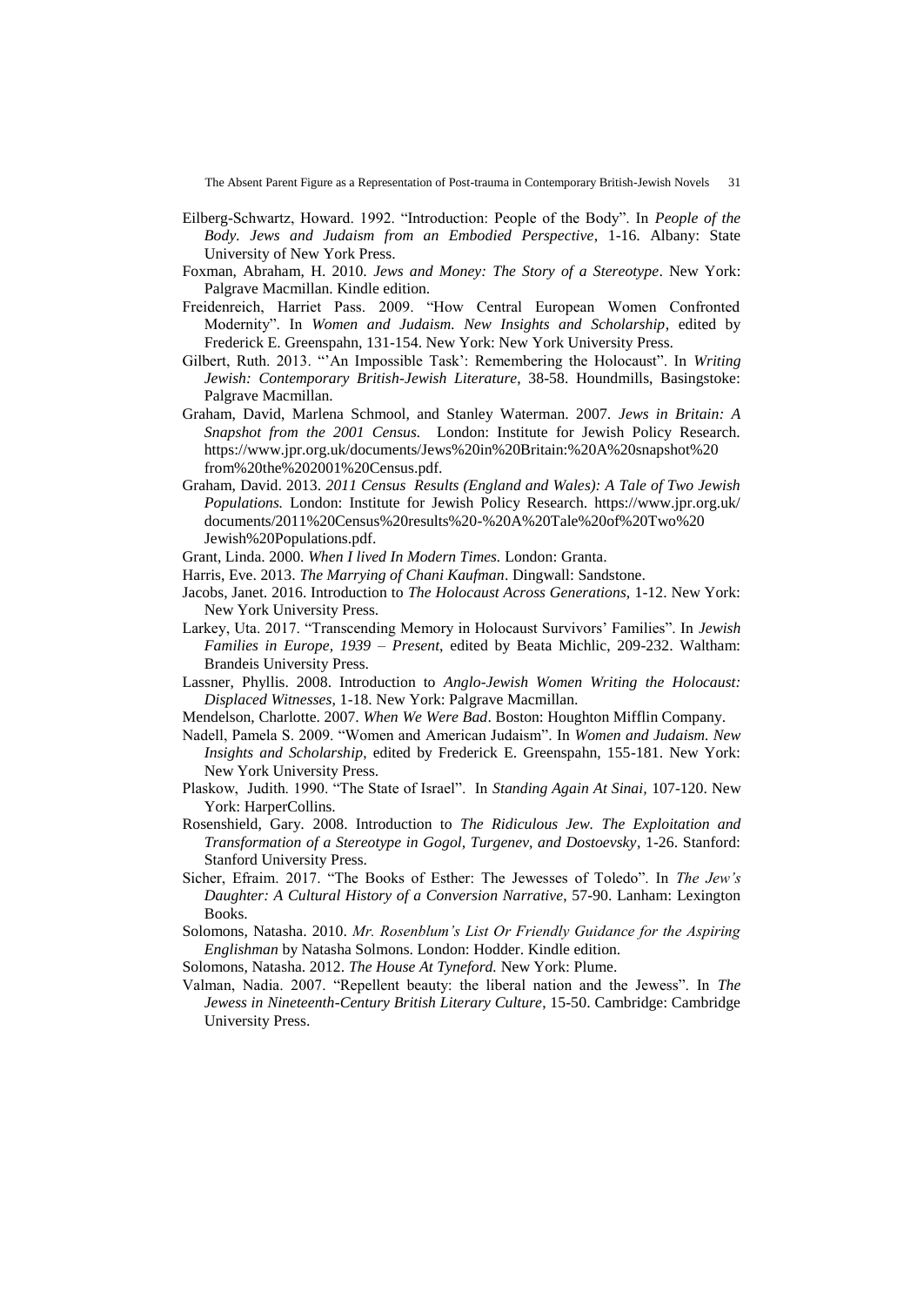Eilberg-Schwartz, Howard. 1992. "Introduction: People of the Body". In *People of the Body. Jews and Judaism from an Embodied Perspective*, 1-16. Albany: State University of New York Press.

Foxman, Abraham, H. 2010. *Jews and Money: The Story of a Stereotype*. New York: Palgrave Macmillan. Kindle edition.

Freidenreich, Harriet Pass. 2009. "How Central European Women Confronted Modernity". In *Women and Judaism. New Insights and Scholarship*, edited by Frederick E. Greenspahn, 131-154. New York: New York University Press.

Gilbert, Ruth. 2013. "'An Impossible Task': Remembering the Holocaust". In *Writing Jewish: Contemporary British-Jewish Literature*, 38-58. Houndmills, Basingstoke: Palgrave Macmillan.

Graham, David, Marlena Schmool, and Stanley Waterman. 2007. *Jews in Britain: A Snapshot from the 2001 Census.* London: Institute for Jewish Policy Research. https://www.jpr.org.uk/documents/Jews%20in%20Britain:%20A%20snapshot%20from%20the%202001%20Census.pdf.

Graham, David. 2013. *2011 Census Results (England and Wales): A Tale of Two Jewish Populations.* London: Institute for Jewish Policy Research. https://www.jpr.org.uk/documents/2011%20Census%20results%20-%20A%20Tale%20of%20Two%20Jewish%20Populations.pdf.

Grant, Linda. 2000. *When I lived In Modern Times.* London: Granta.

Harris, Eve. 2013. *The Marrying of Chani Kaufman*. Dingwall: Sandstone.

Jacobs, Janet. 2016. Introduction to *The Holocaust Across Generations*, 1-12. New York: New York University Press.

Larkey, Uta. 2017. "Transcending Memory in Holocaust Survivors' Families". In *Jewish Families in Europe, 1939 – Present*, edited by Beata Michlic, 209-232. Waltham: Brandeis University Press.

Lassner, Phyllis. 2008. Introduction to *Anglo-Jewish Women Writing the Holocaust: Displaced Witnesses*, 1-18. New York: Palgrave Macmillan.

Mendelson, Charlotte. 2007. *When We Were Bad*. Boston: Houghton Mifflin Company.

Nadell, Pamela S. 2009. "Women and American Judaism". In *Women and Judaism. New Insights and Scholarship*, edited by Frederick E. Greenspahn, 155-181. New York: New York University Press.

Plaskow, Judith. 1990. "The State of Israel". In *Standing Again At Sinai*, 107-120. New York: HarperCollins.

Rosenshield, Gary. 2008. Introduction to *The Ridiculous Jew. The Exploitation and Transformation of a Stereotype in Gogol, Turgenev, and Dostoevsky*, 1-26. Stanford: Stanford University Press.

Sicher, Efraim. 2017. "The Books of Esther: The Jewesses of Toledo". In *The Jew's Daughter: A Cultural History of a Conversion Narrative*, 57-90. Lanham: Lexington Books.

Solomons, Natasha. 2010. *Mr. Rosenblum's List Or Friendly Guidance for the Aspiring Englishman* by Natasha Solmons. London: Hodder. Kindle edition.

Solomons, Natasha. 2012. *The House At Tyneford.* New York: Plume.

Valman, Nadia. 2007. "Repellent beauty: the liberal nation and the Jewess". In *The Jewess in Nineteenth-Century British Literary Culture*, 15-50. Cambridge: Cambridge University Press.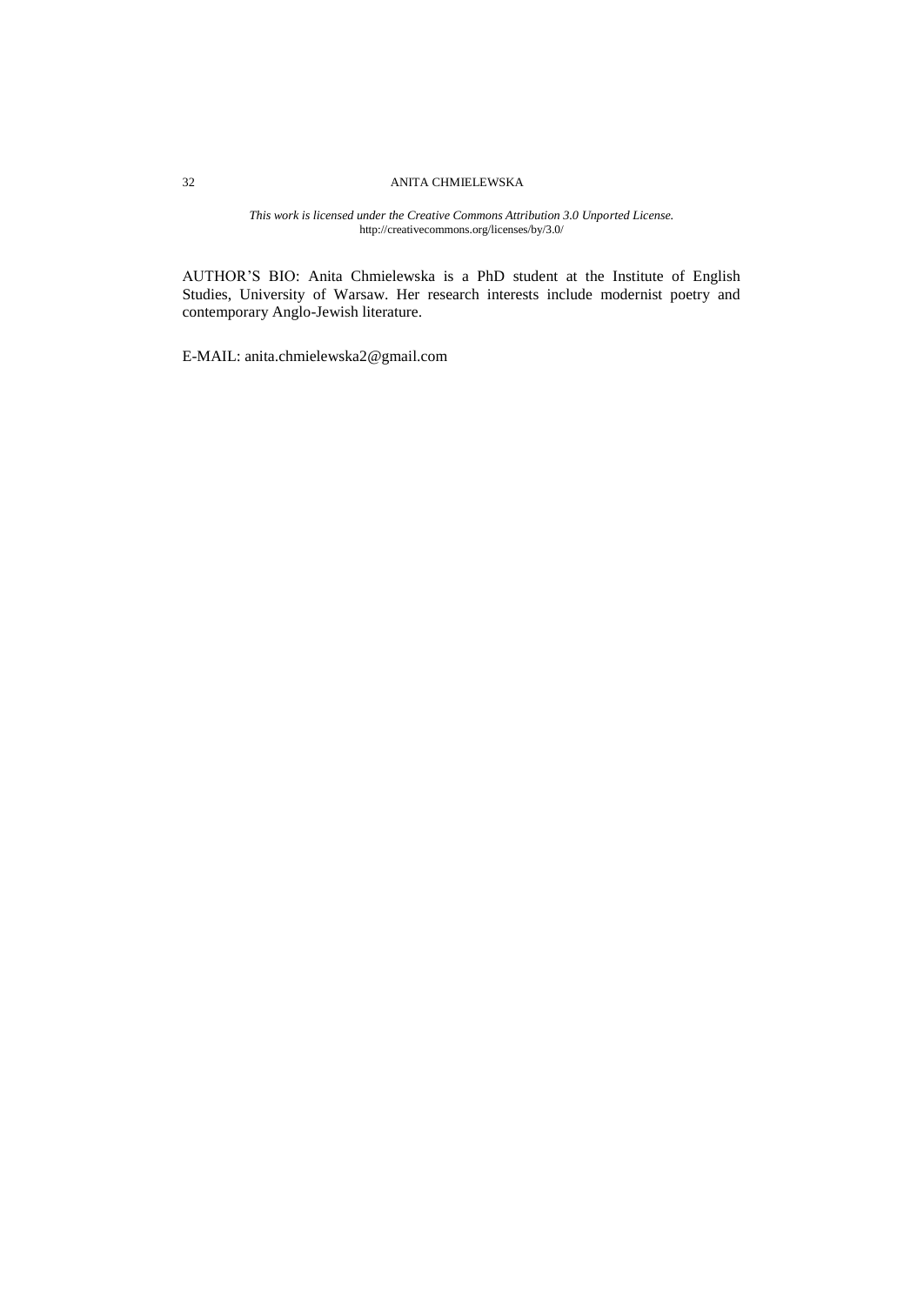*This work is licensed under the Creative Commons Attribution 3.0 Unported License.*
http://creativecommons.org/licenses/by/3.0/

AUTHOR'S BIO: Anita Chmielewska is a PhD student at the Institute of English Studies, University of Warsaw. Her research interests include modernist poetry and contemporary Anglo-Jewish literature.

E-MAIL: anita.chmielewska2@gmail.com